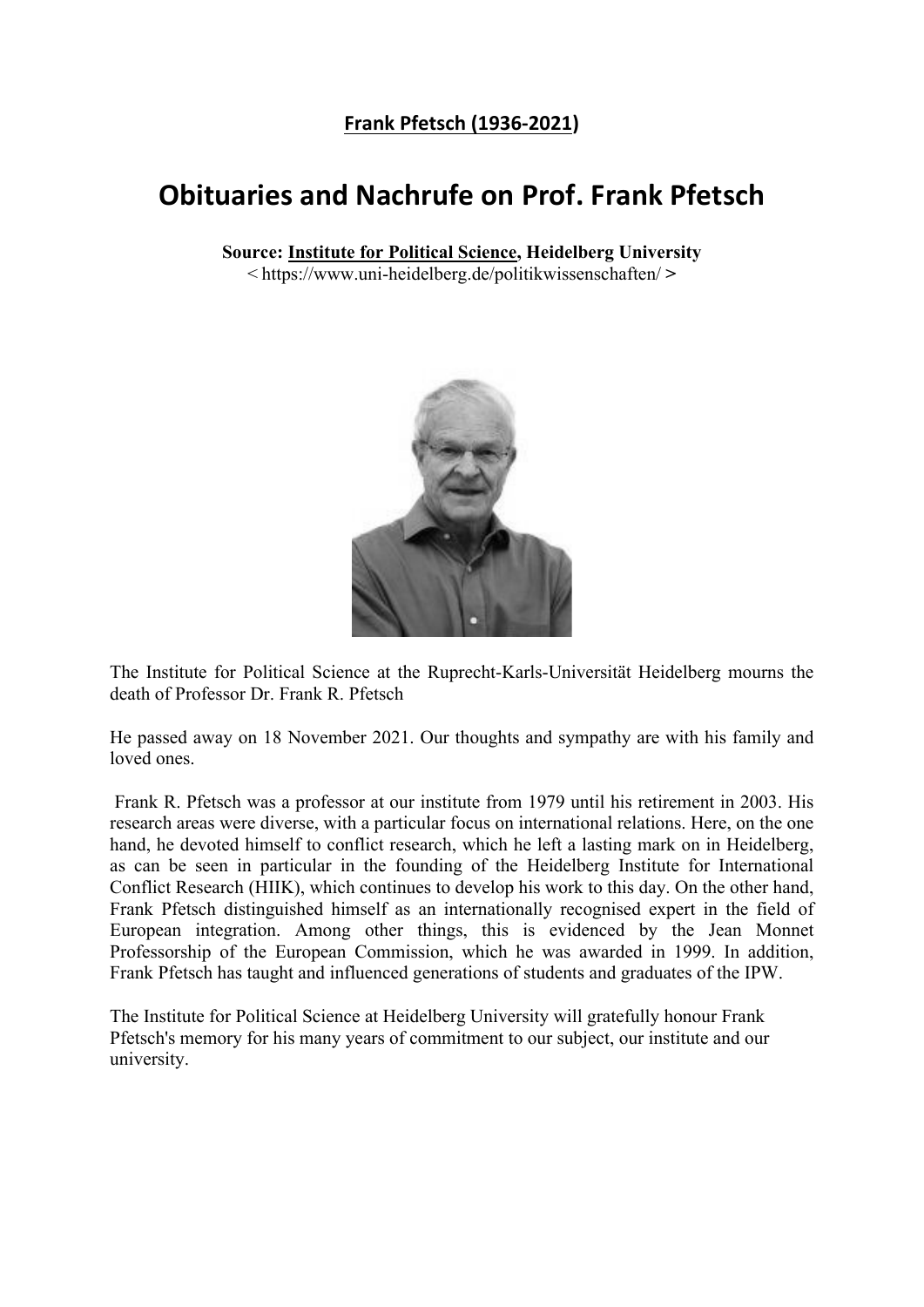**Frank Pfetsch (1936-2021)**

# Obituaries and Nachrufe on Prof. Frank Pfetsch

**Source: Institute for Political Science, Heidelberg University**
< https://www.uni-heidelberg.de/politikwissenschaften/ >

The Institute for Political Science at the Ruprecht-Karls-Universität Heidelberg mourns the death of Professor Dr. Frank R. Pfetsch

He passed away on 18 November 2021. Our thoughts and sympathy are with his family and loved ones.

Frank R. Pfetsch was a professor at our institute from 1979 until his retirement in 2003. His research areas were diverse, with a particular focus on international relations. Here, on the one hand, he devoted himself to conflict research, which he left a lasting mark on in Heidelberg, as can be seen in particular in the founding of the Heidelberg Institute for International Conflict Research (HIIK), which continues to develop his work to this day. On the other hand, Frank Pfetsch distinguished himself as an internationally recognised expert in the field of European integration. Among other things, this is evidenced by the Jean Monnet Professorship of the European Commission, which he was awarded in 1999. In addition, Frank Pfetsch has taught and influenced generations of students and graduates of the IPW.

The Institute for Political Science at Heidelberg University will gratefully honour Frank Pfetsch's memory for his many years of commitment to our subject, our institute and our university.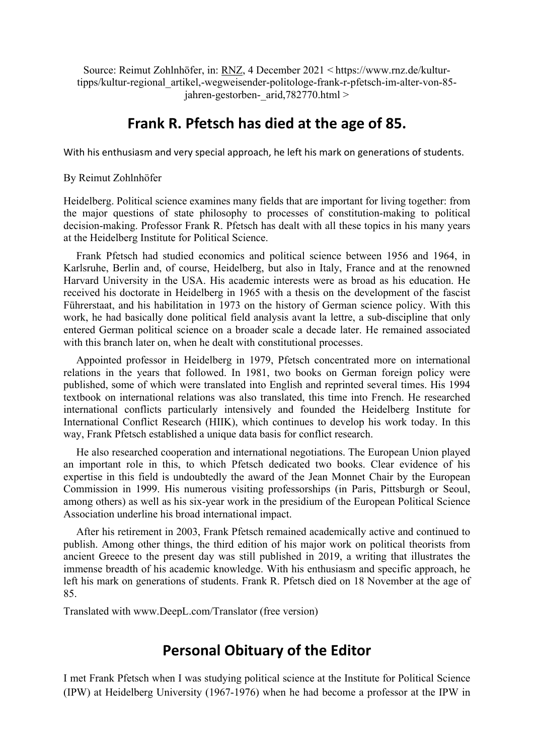Source: Reimut Zohlnhöfer, in: RNZ, 4 December 2021 < https://www.rnz.de/kultur-tipps/kultur-regional_artikel,-wegweisender-politologe-frank-r-pfetsch-im-alter-von-85-jahren-gestorben-_arid,782770.html >

## Frank R. Pfetsch has died at the age of 85.

With his enthusiasm and very special approach, he left his mark on generations of students.

By Reimut Zohlnhöfer

Heidelberg. Political science examines many fields that are important for living together: from the major questions of state philosophy to processes of constitution-making to political decision-making. Professor Frank R. Pfetsch has dealt with all these topics in his many years at the Heidelberg Institute for Political Science.

Frank Pfetsch had studied economics and political science between 1956 and 1964, in Karlsruhe, Berlin and, of course, Heidelberg, but also in Italy, France and at the renowned Harvard University in the USA. His academic interests were as broad as his education. He received his doctorate in Heidelberg in 1965 with a thesis on the development of the fascist Führerstaat, and his habilitation in 1973 on the history of German science policy. With this work, he had basically done political field analysis avant la lettre, a sub-discipline that only entered German political science on a broader scale a decade later. He remained associated with this branch later on, when he dealt with constitutional processes.

Appointed professor in Heidelberg in 1979, Pfetsch concentrated more on international relations in the years that followed. In 1981, two books on German foreign policy were published, some of which were translated into English and reprinted several times. His 1994 textbook on international relations was also translated, this time into French. He researched international conflicts particularly intensively and founded the Heidelberg Institute for International Conflict Research (HIIK), which continues to develop his work today. In this way, Frank Pfetsch established a unique data basis for conflict research.

He also researched cooperation and international negotiations. The European Union played an important role in this, to which Pfetsch dedicated two books. Clear evidence of his expertise in this field is undoubtedly the award of the Jean Monnet Chair by the European Commission in 1999. His numerous visiting professorships (in Paris, Pittsburgh or Seoul, among others) as well as his six-year work in the presidium of the European Political Science Association underline his broad international impact.

After his retirement in 2003, Frank Pfetsch remained academically active and continued to publish. Among other things, the third edition of his major work on political theorists from ancient Greece to the present day was still published in 2019, a writing that illustrates the immense breadth of his academic knowledge. With his enthusiasm and specific approach, he left his mark on generations of students. Frank R. Pfetsch died on 18 November at the age of 85.

Translated with www.DeepL.com/Translator (free version)

## Personal Obituary of the Editor

I met Frank Pfetsch when I was studying political science at the Institute for Political Science (IPW) at Heidelberg University (1967-1976) when he had become a professor at the IPW in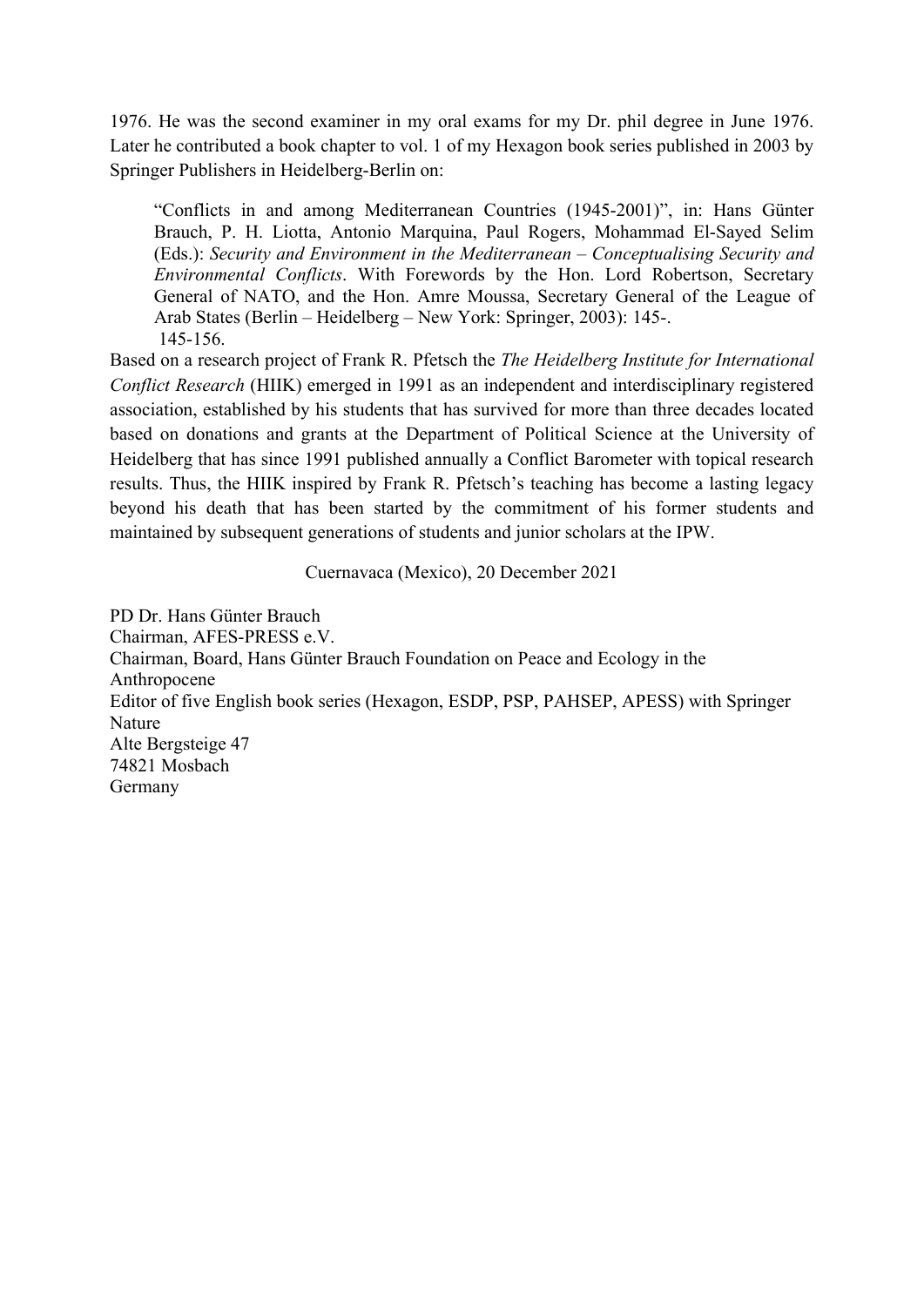1976. He was the second examiner in my oral exams for my Dr. phil degree in June 1976. Later he contributed a book chapter to vol. 1 of my Hexagon book series published in 2003 by Springer Publishers in Heidelberg-Berlin on:

> "Conflicts in and among Mediterranean Countries (1945-2001)", in: Hans Günter Brauch, P. H. Liotta, Antonio Marquina, Paul Rogers, Mohammad El-Sayed Selim (Eds.): *Security and Environment in the Mediterranean – Conceptualising Security and Environmental Conflicts*. With Forewords by the Hon. Lord Robertson, Secretary General of NATO, and the Hon. Amre Moussa, Secretary General of the League of Arab States (Berlin – Heidelberg – New York: Springer, 2003): 145-.
> 145-156.

Based on a research project of Frank R. Pfetsch the *The Heidelberg Institute for International Conflict Research* (HIIK) emerged in 1991 as an independent and interdisciplinary registered association, established by his students that has survived for more than three decades located based on donations and grants at the Department of Political Science at the University of Heidelberg that has since 1991 published annually a Conflict Barometer with topical research results. Thus, the HIIK inspired by Frank R. Pfetsch's teaching has become a lasting legacy beyond his death that has been started by the commitment of his former students and maintained by subsequent generations of students and junior scholars at the IPW.

Cuernavaca (Mexico), 20 December 2021

PD Dr. Hans Günter Brauch
Chairman, AFES-PRESS e.V.
Chairman, Board, Hans Günter Brauch Foundation on Peace and Ecology in the Anthropocene
Editor of five English book series (Hexagon, ESDP, PSP, PAHSEP, APESS) with Springer Nature
Alte Bergsteige 47
74821 Mosbach
Germany